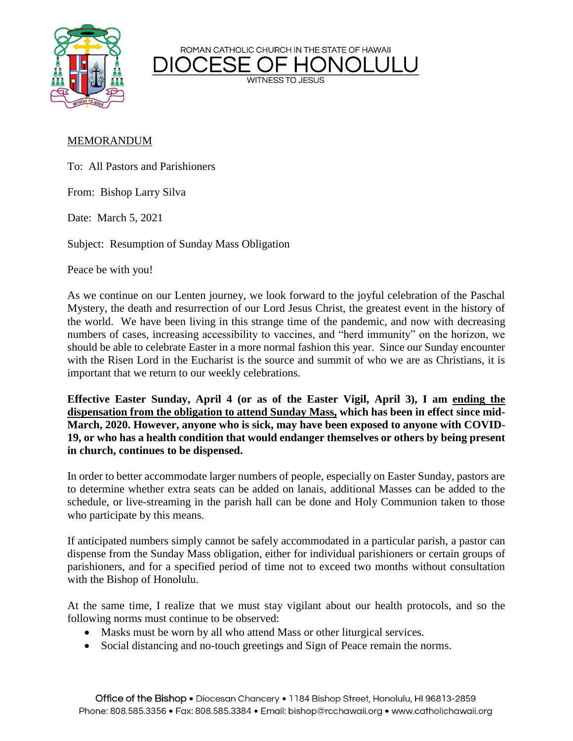ROMAN CATHOLIC CHURCH IN THE STATE OF HAWAII

# DIOCESE OF HONOLULU

WITNESS TO JESUS

MEMORANDUM

To: All Pastors and Parishioners

From: Bishop Larry Silva

Date: March 5, 2021

Subject: Resumption of Sunday Mass Obligation

Peace be with you!

As we continue on our Lenten journey, we look forward to the joyful celebration of the Paschal Mystery, the death and resurrection of our Lord Jesus Christ, the greatest event in the history of the world. We have been living in this strange time of the pandemic, and now with decreasing numbers of cases, increasing accessibility to vaccines, and "herd immunity" on the horizon, we should be able to celebrate Easter in a more normal fashion this year. Since our Sunday encounter with the Risen Lord in the Eucharist is the source and summit of who we are as Christians, it is important that we return to our weekly celebrations.

**Effective Easter Sunday, April 4 (or as of the Easter Vigil, April 3), I am ending the dispensation from the obligation to attend Sunday Mass, which has been in effect since mid-March, 2020. However, anyone who is sick, may have been exposed to anyone with COVID-19, or who has a health condition that would endanger themselves or others by being present in church, continues to be dispensed.**

In order to better accommodate larger numbers of people, especially on Easter Sunday, pastors are to determine whether extra seats can be added on lanais, additional Masses can be added to the schedule, or live-streaming in the parish hall can be done and Holy Communion taken to those who participate by this means.

If anticipated numbers simply cannot be safely accommodated in a particular parish, a pastor can dispense from the Sunday Mass obligation, either for individual parishioners or certain groups of parishioners, and for a specified period of time not to exceed two months without consultation with the Bishop of Honolulu.

At the same time, I realize that we must stay vigilant about our health protocols, and so the following norms must continue to be observed:

- Masks must be worn by all who attend Mass or other liturgical services.
- Social distancing and no-touch greetings and Sign of Peace remain the norms.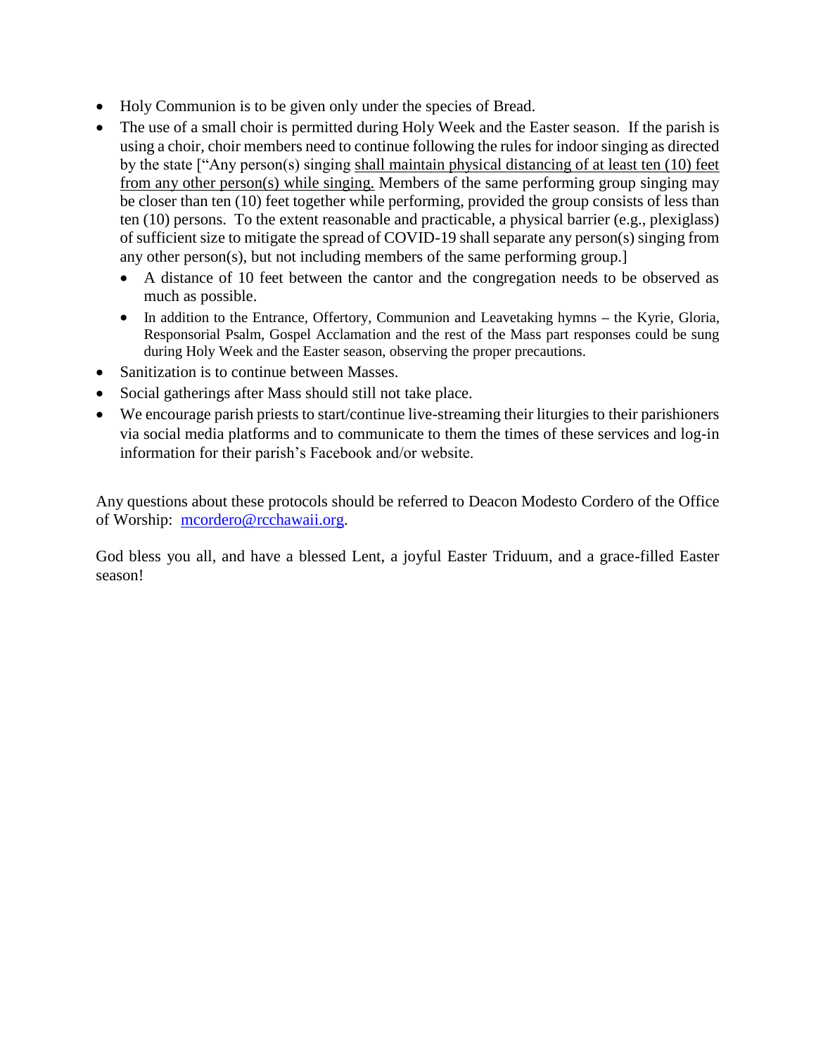- Holy Communion is to be given only under the species of Bread.
- The use of a small choir is permitted during Holy Week and the Easter season. If the parish is using a choir, choir members need to continue following the rules for indoor singing as directed by the state ["Any person(s) singing <u>shall maintain physical distancing of at least ten (10) feet from any other person(s) while singing.</u> Members of the same performing group singing may be closer than ten (10) feet together while performing, provided the group consists of less than ten (10) persons. To the extent reasonable and practicable, a physical barrier (e.g., plexiglass) of sufficient size to mitigate the spread of COVID-19 shall separate any person(s) singing from any other person(s), but not including members of the same performing group.]
  - A distance of 10 feet between the cantor and the congregation needs to be observed as much as possible.
  - In addition to the Entrance, Offertory, Communion and Leavetaking hymns – the Kyrie, Gloria, Responsorial Psalm, Gospel Acclamation and the rest of the Mass part responses could be sung during Holy Week and the Easter season, observing the proper precautions.
- Sanitization is to continue between Masses.
- Social gatherings after Mass should still not take place.
- We encourage parish priests to start/continue live-streaming their liturgies to their parishioners via social media platforms and to communicate to them the times of these services and log-in information for their parish's Facebook and/or website.

Any questions about these protocols should be referred to Deacon Modesto Cordero of the Office of Worship: mcordero@rcchawaii.org.

God bless you all, and have a blessed Lent, a joyful Easter Triduum, and a grace-filled Easter season!